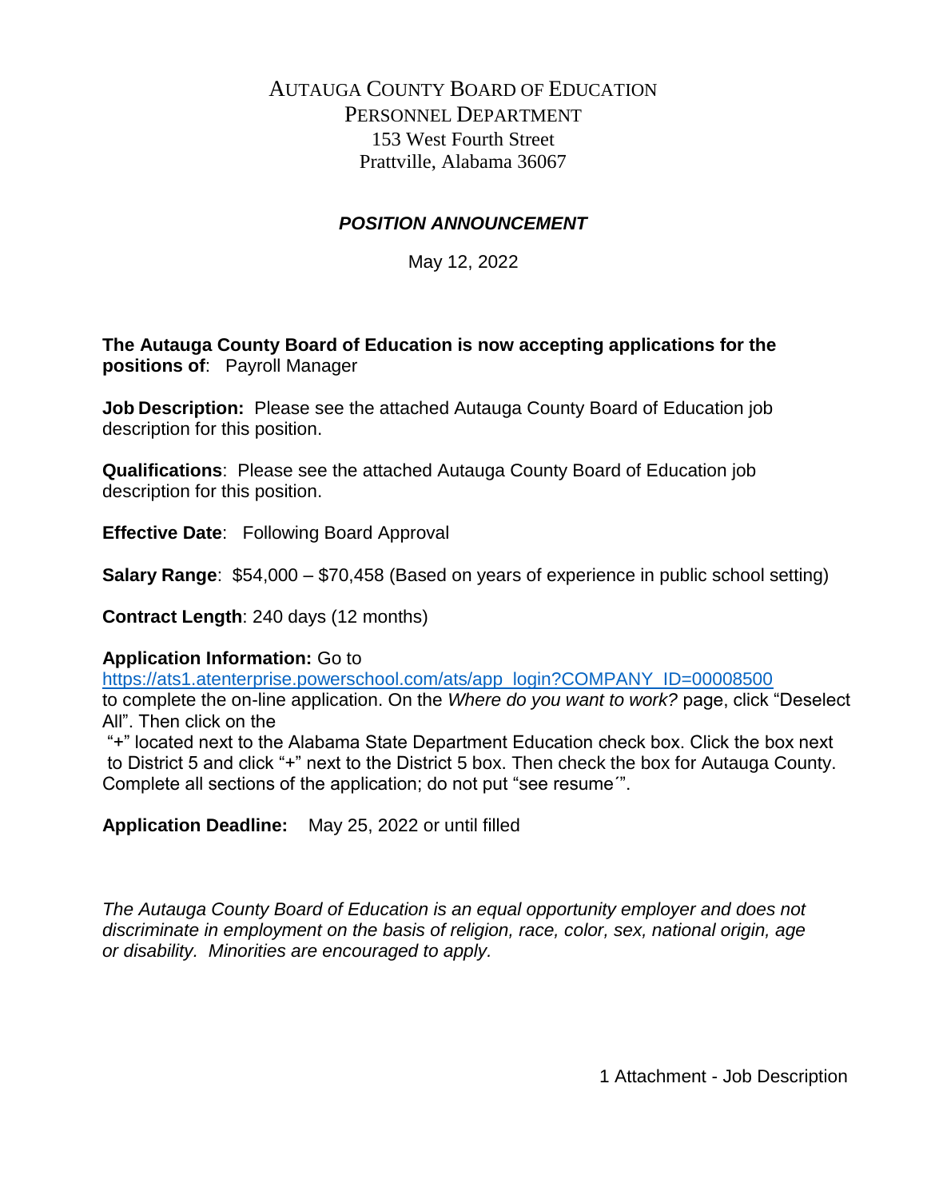# AUTAUGA COUNTY BOARD OF EDUCATION
## PERSONNEL DEPARTMENT
153 West Fourth Street
Prattville, Alabama 36067

### *POSITION ANNOUNCEMENT*

May 12, 2022

**The Autauga County Board of Education is now accepting applications for the positions of**: Payroll Manager

**Job Description:** Please see the attached Autauga County Board of Education job description for this position.

**Qualifications**: Please see the attached Autauga County Board of Education job description for this position.

**Effective Date**: Following Board Approval

**Salary Range**: $54,000 – $70,458 (Based on years of experience in public school setting)

**Contract Length**: 240 days (12 months)

**Application Information:** Go to https://ats1.atenterprise.powerschool.com/ats/app_login?COMPANY_ID=00008500 to complete the on-line application. On the *Where do you want to work?* page, click "Deselect All". Then click on the "+" located next to the Alabama State Department Education check box. Click the box next to District 5 and click "+" next to the District 5 box. Then check the box for Autauga County. Complete all sections of the application; do not put "see resume´".

**Application Deadline:** May 25, 2022 or until filled

*The Autauga County Board of Education is an equal opportunity employer and does not discriminate in employment on the basis of religion, race, color, sex, national origin, age or disability. Minorities are encouraged to apply.*

1 Attachment - Job Description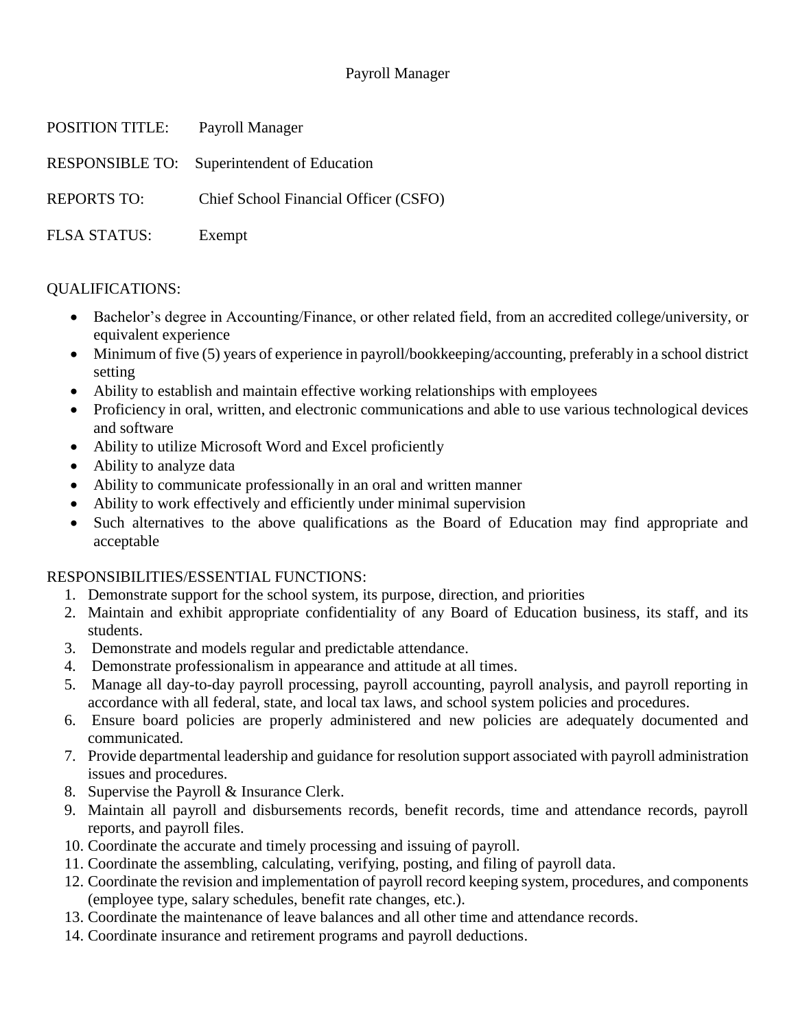Payroll Manager

POSITION TITLE: Payroll Manager

RESPONSIBLE TO: Superintendent of Education

REPORTS TO: Chief School Financial Officer (CSFO)

FLSA STATUS: Exempt

QUALIFICATIONS:

- Bachelor's degree in Accounting/Finance, or other related field, from an accredited college/university, or equivalent experience
- Minimum of five (5) years of experience in payroll/bookkeeping/accounting, preferably in a school district setting
- Ability to establish and maintain effective working relationships with employees
- Proficiency in oral, written, and electronic communications and able to use various technological devices and software
- Ability to utilize Microsoft Word and Excel proficiently
- Ability to analyze data
- Ability to communicate professionally in an oral and written manner
- Ability to work effectively and efficiently under minimal supervision
- Such alternatives to the above qualifications as the Board of Education may find appropriate and acceptable

RESPONSIBILITIES/ESSENTIAL FUNCTIONS:

1. Demonstrate support for the school system, its purpose, direction, and priorities
2. Maintain and exhibit appropriate confidentiality of any Board of Education business, its staff, and its students.
3. Demonstrate and models regular and predictable attendance.
4. Demonstrate professionalism in appearance and attitude at all times.
5. Manage all day-to-day payroll processing, payroll accounting, payroll analysis, and payroll reporting in accordance with all federal, state, and local tax laws, and school system policies and procedures.
6. Ensure board policies are properly administered and new policies are adequately documented and communicated.
7. Provide departmental leadership and guidance for resolution support associated with payroll administration issues and procedures.
8. Supervise the Payroll & Insurance Clerk.
9. Maintain all payroll and disbursements records, benefit records, time and attendance records, payroll reports, and payroll files.
10. Coordinate the accurate and timely processing and issuing of payroll.
11. Coordinate the assembling, calculating, verifying, posting, and filing of payroll data.
12. Coordinate the revision and implementation of payroll record keeping system, procedures, and components (employee type, salary schedules, benefit rate changes, etc.).
13. Coordinate the maintenance of leave balances and all other time and attendance records.
14. Coordinate insurance and retirement programs and payroll deductions.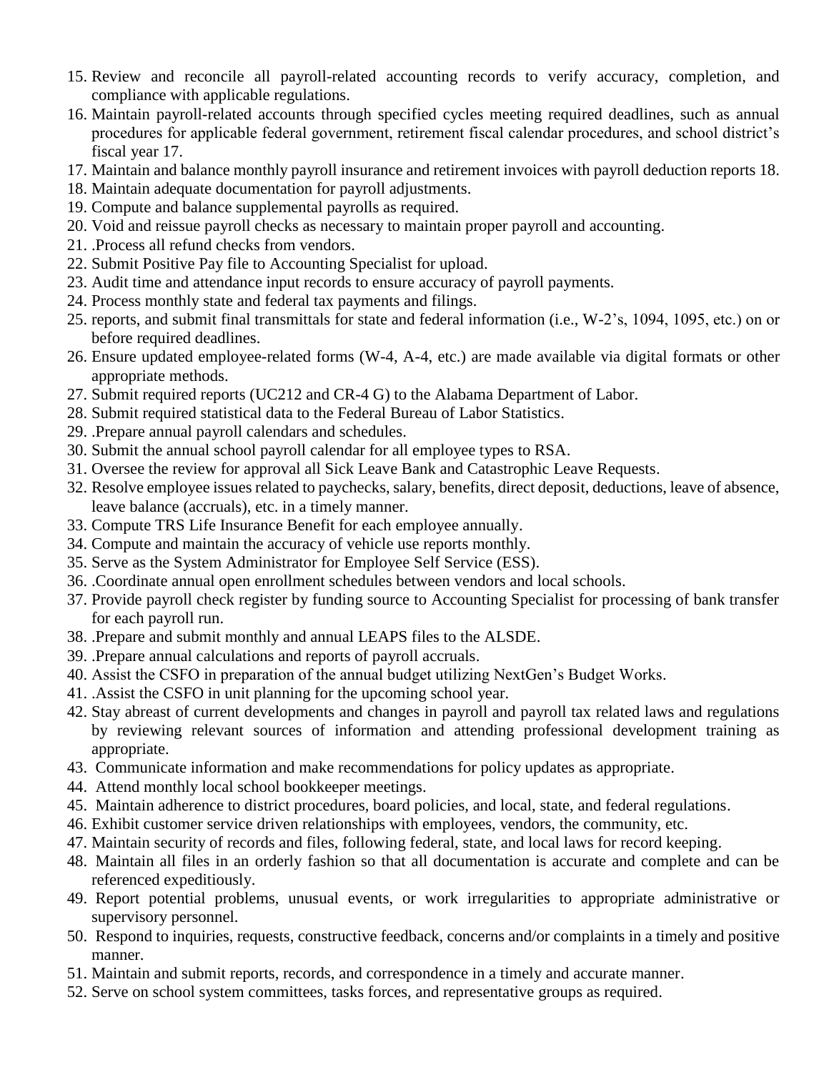15. Review and reconcile all payroll-related accounting records to verify accuracy, completion, and compliance with applicable regulations.
16. Maintain payroll-related accounts through specified cycles meeting required deadlines, such as annual procedures for applicable federal government, retirement fiscal calendar procedures, and school district's fiscal year 17.
17. Maintain and balance monthly payroll insurance and retirement invoices with payroll deduction reports 18.
18. Maintain adequate documentation for payroll adjustments.
19. Compute and balance supplemental payrolls as required.
20. Void and reissue payroll checks as necessary to maintain proper payroll and accounting.
21. .Process all refund checks from vendors.
22. Submit Positive Pay file to Accounting Specialist for upload.
23. Audit time and attendance input records to ensure accuracy of payroll payments.
24. Process monthly state and federal tax payments and filings.
25. reports, and submit final transmittals for state and federal information (i.e., W-2's, 1094, 1095, etc.) on or before required deadlines.
26. Ensure updated employee-related forms (W-4, A-4, etc.) are made available via digital formats or other appropriate methods.
27. Submit required reports (UC212 and CR-4 G) to the Alabama Department of Labor.
28. Submit required statistical data to the Federal Bureau of Labor Statistics.
29. .Prepare annual payroll calendars and schedules.
30. Submit the annual school payroll calendar for all employee types to RSA.
31. Oversee the review for approval all Sick Leave Bank and Catastrophic Leave Requests.
32. Resolve employee issues related to paychecks, salary, benefits, direct deposit, deductions, leave of absence, leave balance (accruals), etc. in a timely manner.
33. Compute TRS Life Insurance Benefit for each employee annually.
34. Compute and maintain the accuracy of vehicle use reports monthly.
35. Serve as the System Administrator for Employee Self Service (ESS).
36. .Coordinate annual open enrollment schedules between vendors and local schools.
37. Provide payroll check register by funding source to Accounting Specialist for processing of bank transfer for each payroll run.
38. .Prepare and submit monthly and annual LEAPS files to the ALSDE.
39. .Prepare annual calculations and reports of payroll accruals.
40. Assist the CSFO in preparation of the annual budget utilizing NextGen's Budget Works.
41. .Assist the CSFO in unit planning for the upcoming school year.
42. Stay abreast of current developments and changes in payroll and payroll tax related laws and regulations by reviewing relevant sources of information and attending professional development training as appropriate.
43. Communicate information and make recommendations for policy updates as appropriate.
44. Attend monthly local school bookkeeper meetings.
45. Maintain adherence to district procedures, board policies, and local, state, and federal regulations.
46. Exhibit customer service driven relationships with employees, vendors, the community, etc.
47. Maintain security of records and files, following federal, state, and local laws for record keeping.
48. Maintain all files in an orderly fashion so that all documentation is accurate and complete and can be referenced expeditiously.
49. Report potential problems, unusual events, or work irregularities to appropriate administrative or supervisory personnel.
50. Respond to inquiries, requests, constructive feedback, concerns and/or complaints in a timely and positive manner.
51. Maintain and submit reports, records, and correspondence in a timely and accurate manner.
52. Serve on school system committees, tasks forces, and representative groups as required.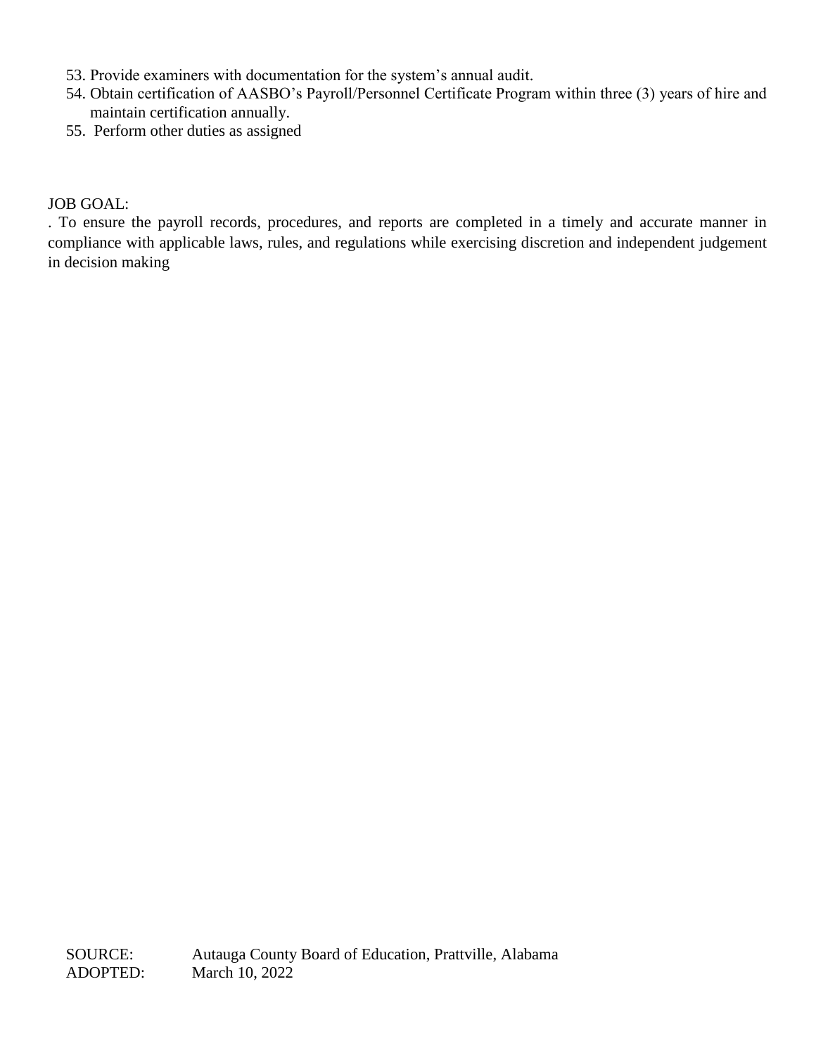53. Provide examiners with documentation for the system's annual audit.
54. Obtain certification of AASBO's Payroll/Personnel Certificate Program within three (3) years of hire and maintain certification annually.
55. Perform other duties as assigned

JOB GOAL:

. To ensure the payroll records, procedures, and reports are completed in a timely and accurate manner in compliance with applicable laws, rules, and regulations while exercising discretion and independent judgement in decision making

SOURCE: Autauga County Board of Education, Prattville, Alabama
ADOPTED: March 10, 2022